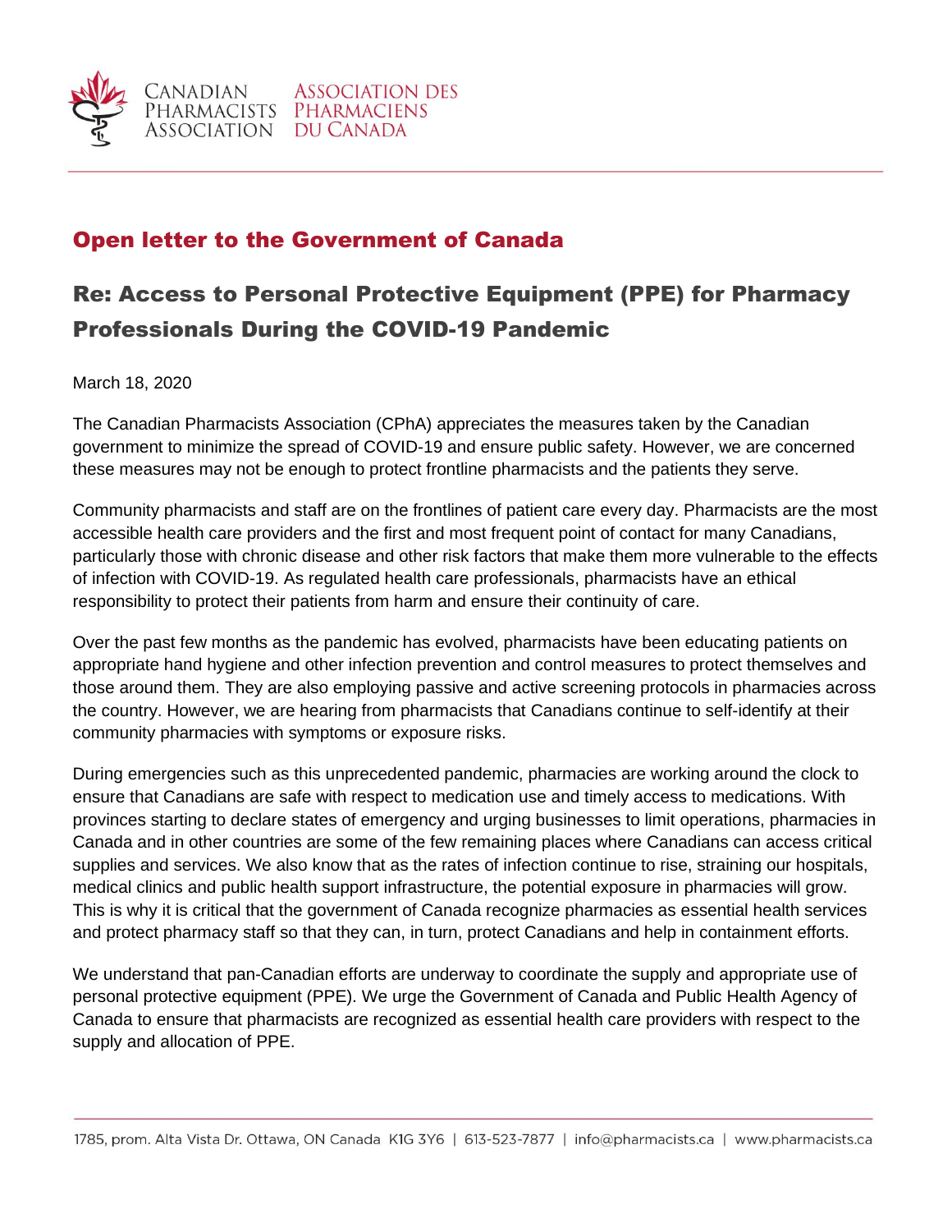CANADIAN PHARMACISTS ASSOCIATION | ASSOCIATION DES PHARMACIENS DU CANADA

## Open letter to the Government of Canada

# Re: Access to Personal Protective Equipment (PPE) for Pharmacy Professionals During the COVID-19 Pandemic

March 18, 2020

The Canadian Pharmacists Association (CPhA) appreciates the measures taken by the Canadian government to minimize the spread of COVID-19 and ensure public safety. However, we are concerned these measures may not be enough to protect frontline pharmacists and the patients they serve.

Community pharmacists and staff are on the frontlines of patient care every day. Pharmacists are the most accessible health care providers and the first and most frequent point of contact for many Canadians, particularly those with chronic disease and other risk factors that make them more vulnerable to the effects of infection with COVID-19. As regulated health care professionals, pharmacists have an ethical responsibility to protect their patients from harm and ensure their continuity of care.

Over the past few months as the pandemic has evolved, pharmacists have been educating patients on appropriate hand hygiene and other infection prevention and control measures to protect themselves and those around them. They are also employing passive and active screening protocols in pharmacies across the country. However, we are hearing from pharmacists that Canadians continue to self-identify at their community pharmacies with symptoms or exposure risks.

During emergencies such as this unprecedented pandemic, pharmacies are working around the clock to ensure that Canadians are safe with respect to medication use and timely access to medications. With provinces starting to declare states of emergency and urging businesses to limit operations, pharmacies in Canada and in other countries are some of the few remaining places where Canadians can access critical supplies and services. We also know that as the rates of infection continue to rise, straining our hospitals, medical clinics and public health support infrastructure, the potential exposure in pharmacies will grow. This is why it is critical that the government of Canada recognize pharmacies as essential health services and protect pharmacy staff so that they can, in turn, protect Canadians and help in containment efforts.

We understand that pan-Canadian efforts are underway to coordinate the supply and appropriate use of personal protective equipment (PPE). We urge the Government of Canada and Public Health Agency of Canada to ensure that pharmacists are recognized as essential health care providers with respect to the supply and allocation of PPE.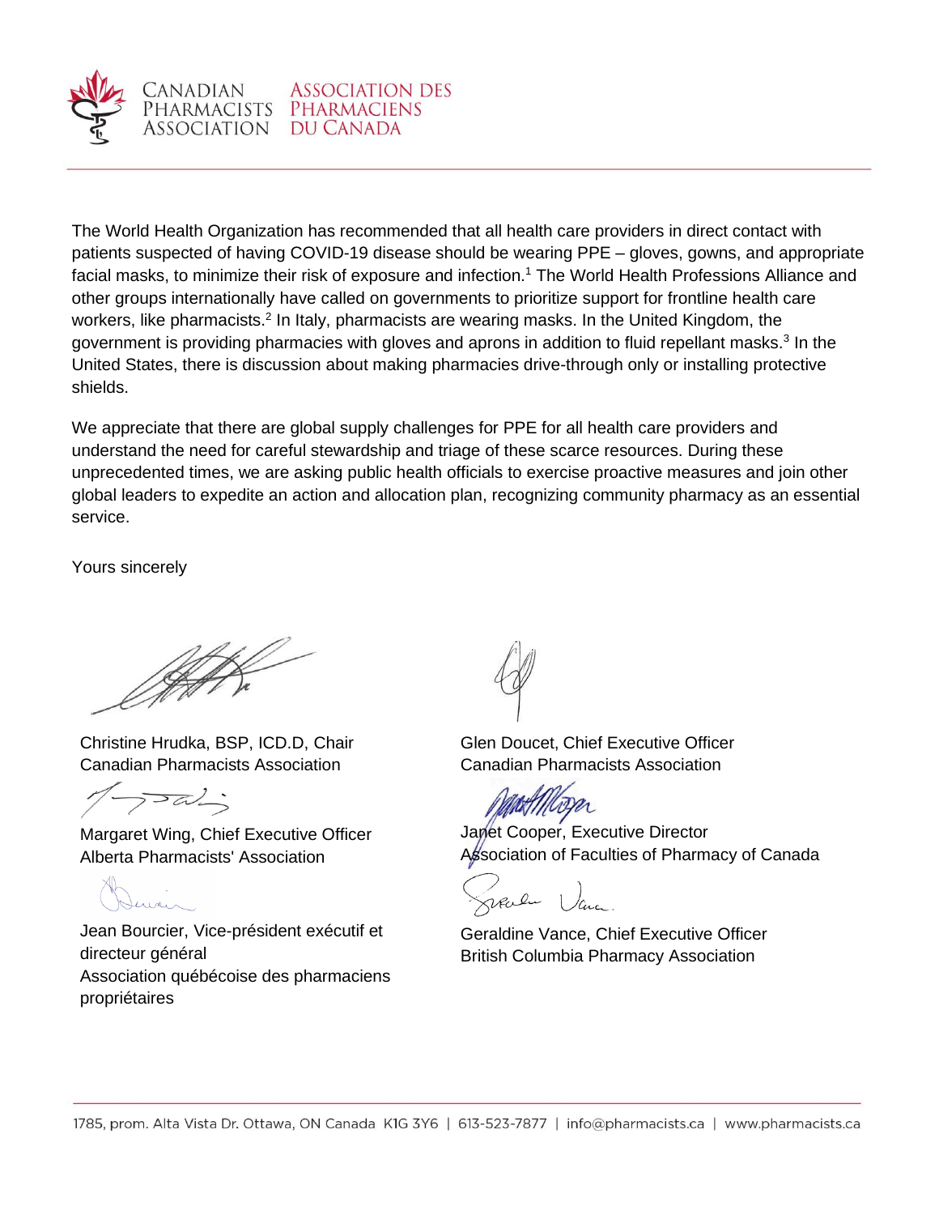The World Health Organization has recommended that all health care providers in direct contact with patients suspected of having COVID-19 disease should be wearing PPE – gloves, gowns, and appropriate facial masks, to minimize their risk of exposure and infection.[1] The World Health Professions Alliance and other groups internationally have called on governments to prioritize support for frontline health care workers, like pharmacists.[2] In Italy, pharmacists are wearing masks. In the United Kingdom, the government is providing pharmacies with gloves and aprons in addition to fluid repellant masks.[3] In the United States, there is discussion about making pharmacies drive-through only or installing protective shields.

We appreciate that there are global supply challenges for PPE for all health care providers and understand the need for careful stewardship and triage of these scarce resources. During these unprecedented times, we are asking public health officials to exercise proactive measures and join other global leaders to expedite an action and allocation plan, recognizing community pharmacy as an essential service.

Yours sincerely

Christine Hrudka, BSP, ICD.D, Chair
Canadian Pharmacists Association

Glen Doucet, Chief Executive Officer
Canadian Pharmacists Association

Margaret Wing, Chief Executive Officer
Alberta Pharmacists' Association

Janet Cooper, Executive Director
Association of Faculties of Pharmacy of Canada

Jean Bourcier, Vice-président exécutif et directeur général
Association québécoise des pharmaciens propriétaires

Geraldine Vance, Chief Executive Officer
British Columbia Pharmacy Association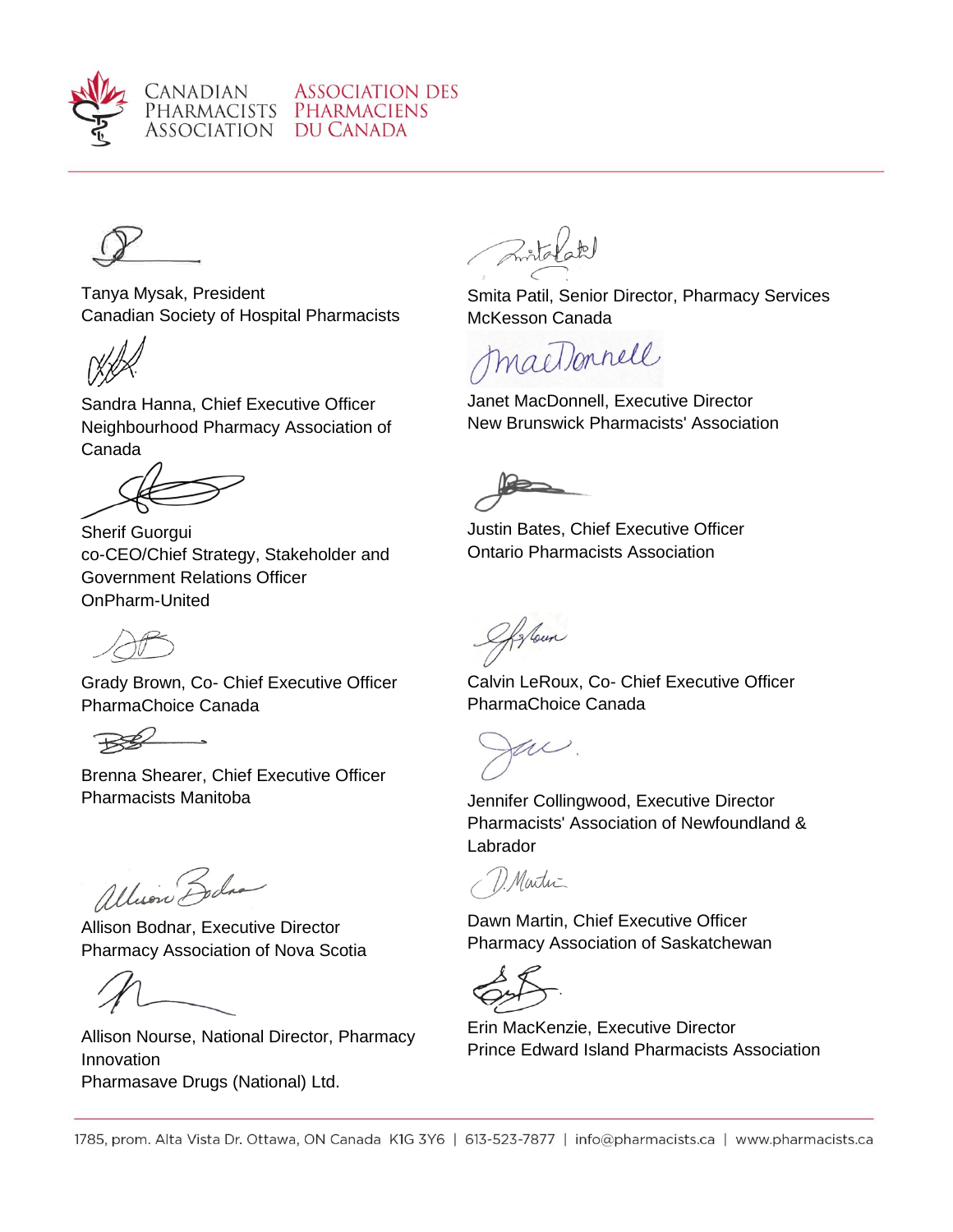Tanya Mysak, President
Canadian Society of Hospital Pharmacists

Sandra Hanna, Chief Executive Officer
Neighbourhood Pharmacy Association of Canada

Sherif Guorgui
co-CEO/Chief Strategy, Stakeholder and Government Relations Officer
OnPharm-United

Grady Brown, Co- Chief Executive Officer
PharmaChoice Canada

Brenna Shearer, Chief Executive Officer
Pharmacists Manitoba

Allison Bodnar, Executive Director
Pharmacy Association of Nova Scotia

Allison Nourse, National Director, Pharmacy Innovation
Pharmasave Drugs (National) Ltd.

Smita Patil, Senior Director, Pharmacy Services
McKesson Canada

Janet MacDonnell, Executive Director
New Brunswick Pharmacists' Association

Justin Bates, Chief Executive Officer
Ontario Pharmacists Association

Calvin LeRoux, Co- Chief Executive Officer
PharmaChoice Canada

Jennifer Collingwood, Executive Director
Pharmacists' Association of Newfoundland & Labrador

Dawn Martin, Chief Executive Officer
Pharmacy Association of Saskatchewan

Erin MacKenzie, Executive Director
Prince Edward Island Pharmacists Association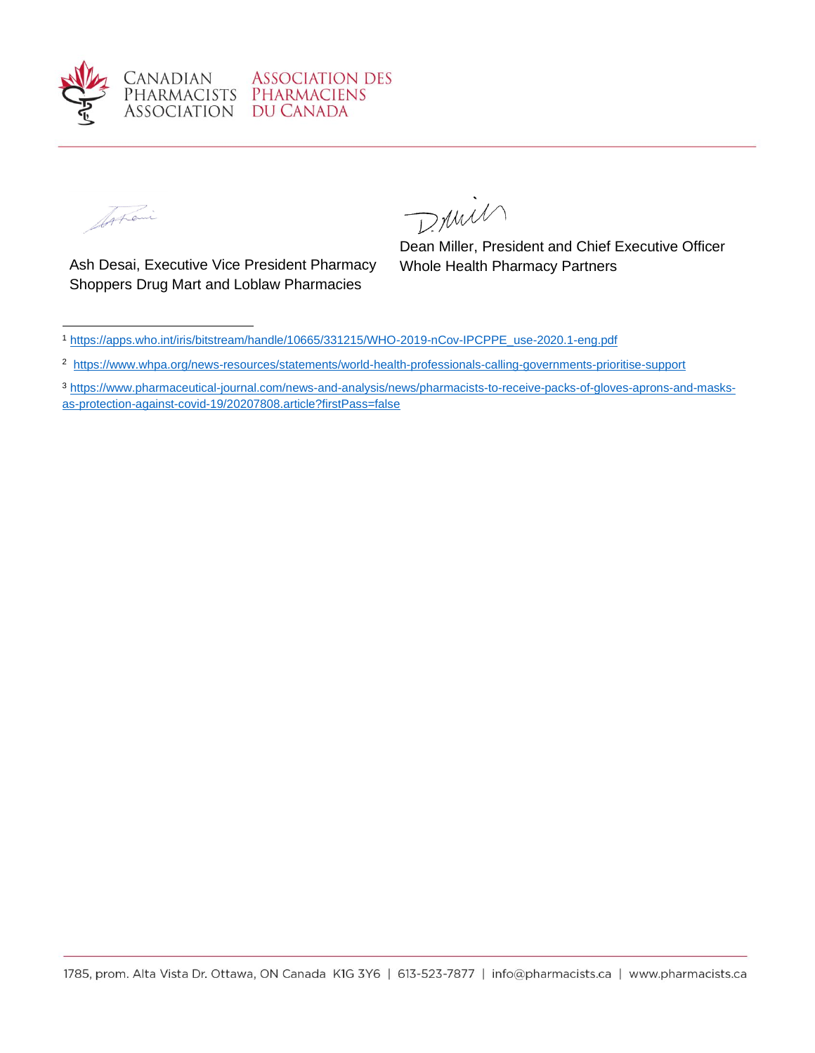Ash Desai, Executive Vice President Pharmacy
Shoppers Drug Mart and Loblaw Pharmacies

Dean Miller, President and Chief Executive Officer
Whole Health Pharmacy Partners

---

[1] https://apps.who.int/iris/bitstream/handle/10665/331215/WHO-2019-nCov-IPCPPE_use-2020.1-eng.pdf

[2] https://www.whpa.org/news-resources/statements/world-health-professionals-calling-governments-prioritise-support

[3] https://www.pharmaceutical-journal.com/news-and-analysis/news/pharmacists-to-receive-packs-of-gloves-aprons-and-masks-as-protection-against-covid-19/20207808.article?firstPass=false